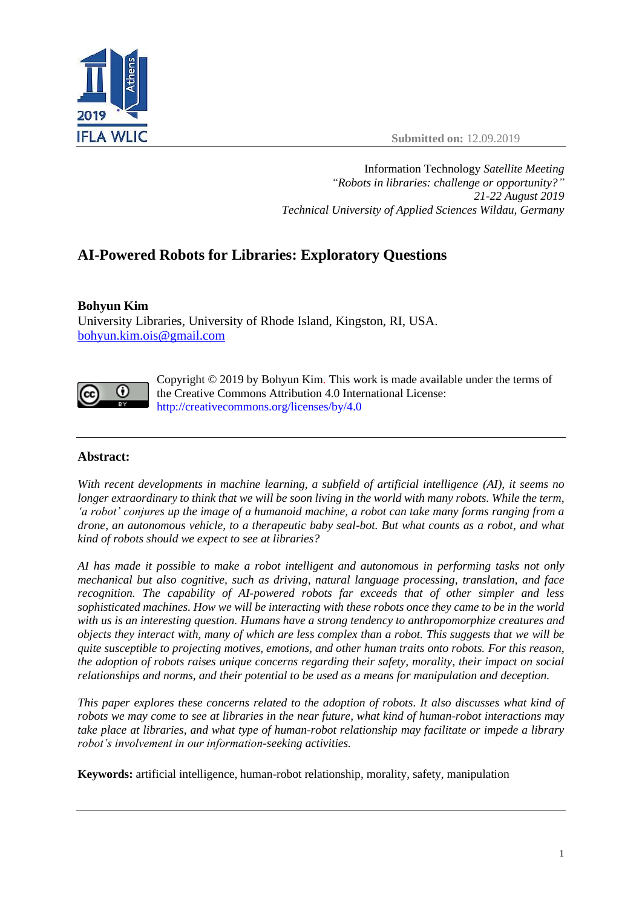**Submitted on:** 12.09.2019

Information Technology *Satellite Meeting*
*"Robots in libraries: challenge or opportunity?"*
*21-22 August 2019*
*Technical University of Applied Sciences Wildau, Germany*

# AI-Powered Robots for Libraries: Exploratory Questions

**Bohyun Kim**
University Libraries, University of Rhode Island, Kingston, RI, USA.
bohyun.kim.ois@gmail.com

Copyright © 2019 by Bohyun Kim. This work is made available under the terms of the Creative Commons Attribution 4.0 International License: http://creativecommons.org/licenses/by/4.0

---

## Abstract:

*With recent developments in machine learning, a subfield of artificial intelligence (AI), it seems no longer extraordinary to think that we will be soon living in the world with many robots. While the term, 'a robot' conjures up the image of a humanoid machine, a robot can take many forms ranging from a drone, an autonomous vehicle, to a therapeutic baby seal-bot. But what counts as a robot, and what kind of robots should we expect to see at libraries?*

*AI has made it possible to make a robot intelligent and autonomous in performing tasks not only mechanical but also cognitive, such as driving, natural language processing, translation, and face recognition. The capability of AI-powered robots far exceeds that of other simpler and less sophisticated machines. How we will be interacting with these robots once they came to be in the world with us is an interesting question. Humans have a strong tendency to anthropomorphize creatures and objects they interact with, many of which are less complex than a robot. This suggests that we will be quite susceptible to projecting motives, emotions, and other human traits onto robots. For this reason, the adoption of robots raises unique concerns regarding their safety, morality, their impact on social relationships and norms, and their potential to be used as a means for manipulation and deception.*

*This paper explores these concerns related to the adoption of robots. It also discusses what kind of robots we may come to see at libraries in the near future, what kind of human-robot interactions may take place at libraries, and what type of human-robot relationship may facilitate or impede a library robot's involvement in our information-seeking activities.*

**Keywords:** artificial intelligence, human-robot relationship, morality, safety, manipulation

---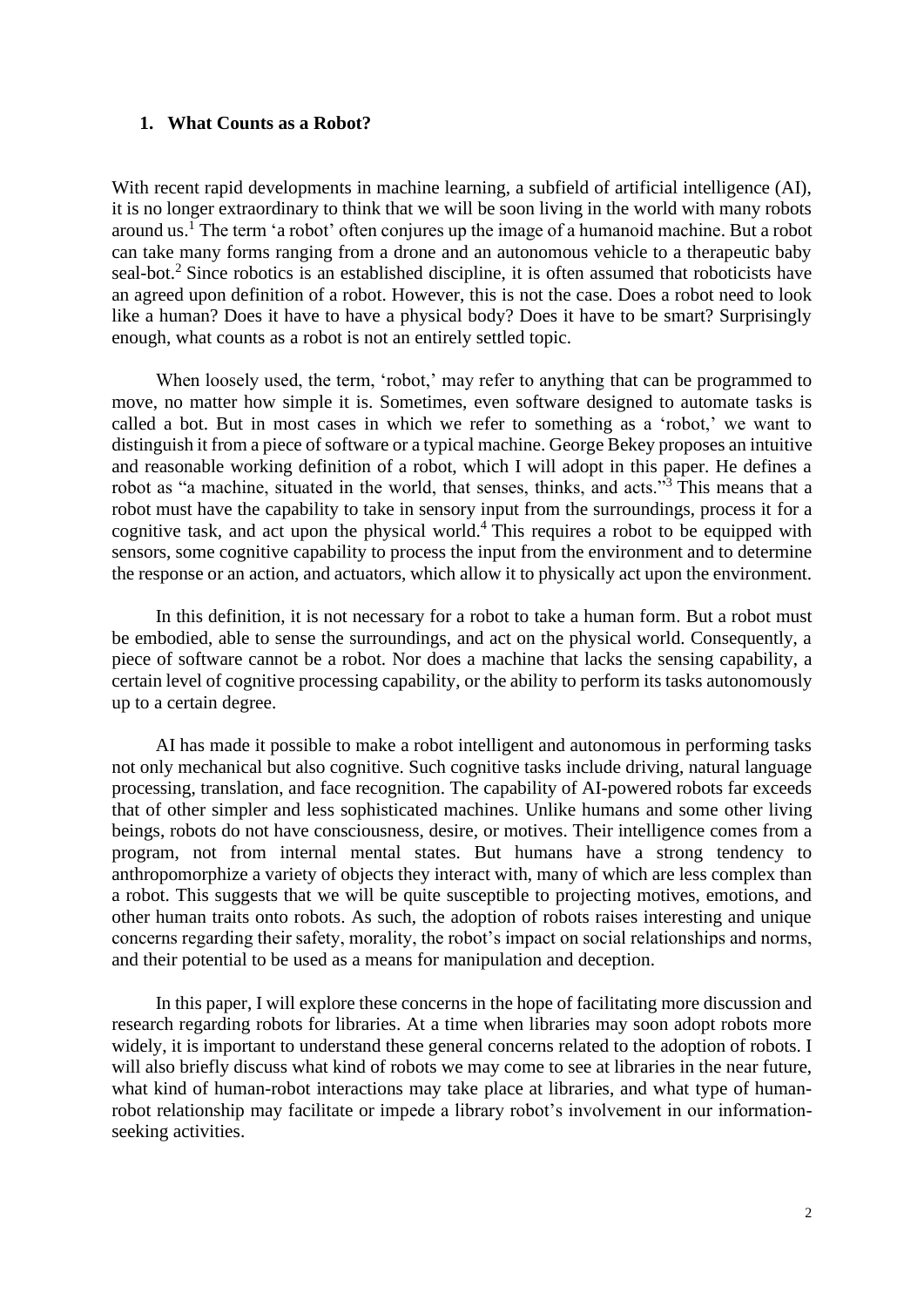## 1. What Counts as a Robot?

With recent rapid developments in machine learning, a subfield of artificial intelligence (AI), it is no longer extraordinary to think that we will be soon living in the world with many robots around us.[1] The term 'a robot' often conjures up the image of a humanoid machine. But a robot can take many forms ranging from a drone and an autonomous vehicle to a therapeutic baby seal-bot.[2] Since robotics is an established discipline, it is often assumed that roboticists have an agreed upon definition of a robot. However, this is not the case. Does a robot need to look like a human? Does it have to have a physical body? Does it have to be smart? Surprisingly enough, what counts as a robot is not an entirely settled topic.

When loosely used, the term, 'robot,' may refer to anything that can be programmed to move, no matter how simple it is. Sometimes, even software designed to automate tasks is called a bot. But in most cases in which we refer to something as a 'robot,' we want to distinguish it from a piece of software or a typical machine. George Bekey proposes an intuitive and reasonable working definition of a robot, which I will adopt in this paper. He defines a robot as "a machine, situated in the world, that senses, thinks, and acts."[3] This means that a robot must have the capability to take in sensory input from the surroundings, process it for a cognitive task, and act upon the physical world.[4] This requires a robot to be equipped with sensors, some cognitive capability to process the input from the environment and to determine the response or an action, and actuators, which allow it to physically act upon the environment.

In this definition, it is not necessary for a robot to take a human form. But a robot must be embodied, able to sense the surroundings, and act on the physical world. Consequently, a piece of software cannot be a robot. Nor does a machine that lacks the sensing capability, a certain level of cognitive processing capability, or the ability to perform its tasks autonomously up to a certain degree.

AI has made it possible to make a robot intelligent and autonomous in performing tasks not only mechanical but also cognitive. Such cognitive tasks include driving, natural language processing, translation, and face recognition. The capability of AI-powered robots far exceeds that of other simpler and less sophisticated machines. Unlike humans and some other living beings, robots do not have consciousness, desire, or motives. Their intelligence comes from a program, not from internal mental states. But humans have a strong tendency to anthropomorphize a variety of objects they interact with, many of which are less complex than a robot. This suggests that we will be quite susceptible to projecting motives, emotions, and other human traits onto robots. As such, the adoption of robots raises interesting and unique concerns regarding their safety, morality, the robot's impact on social relationships and norms, and their potential to be used as a means for manipulation and deception.

In this paper, I will explore these concerns in the hope of facilitating more discussion and research regarding robots for libraries. At a time when libraries may soon adopt robots more widely, it is important to understand these general concerns related to the adoption of robots. I will also briefly discuss what kind of robots we may come to see at libraries in the near future, what kind of human-robot interactions may take place at libraries, and what type of human-robot relationship may facilitate or impede a library robot's involvement in our information-seeking activities.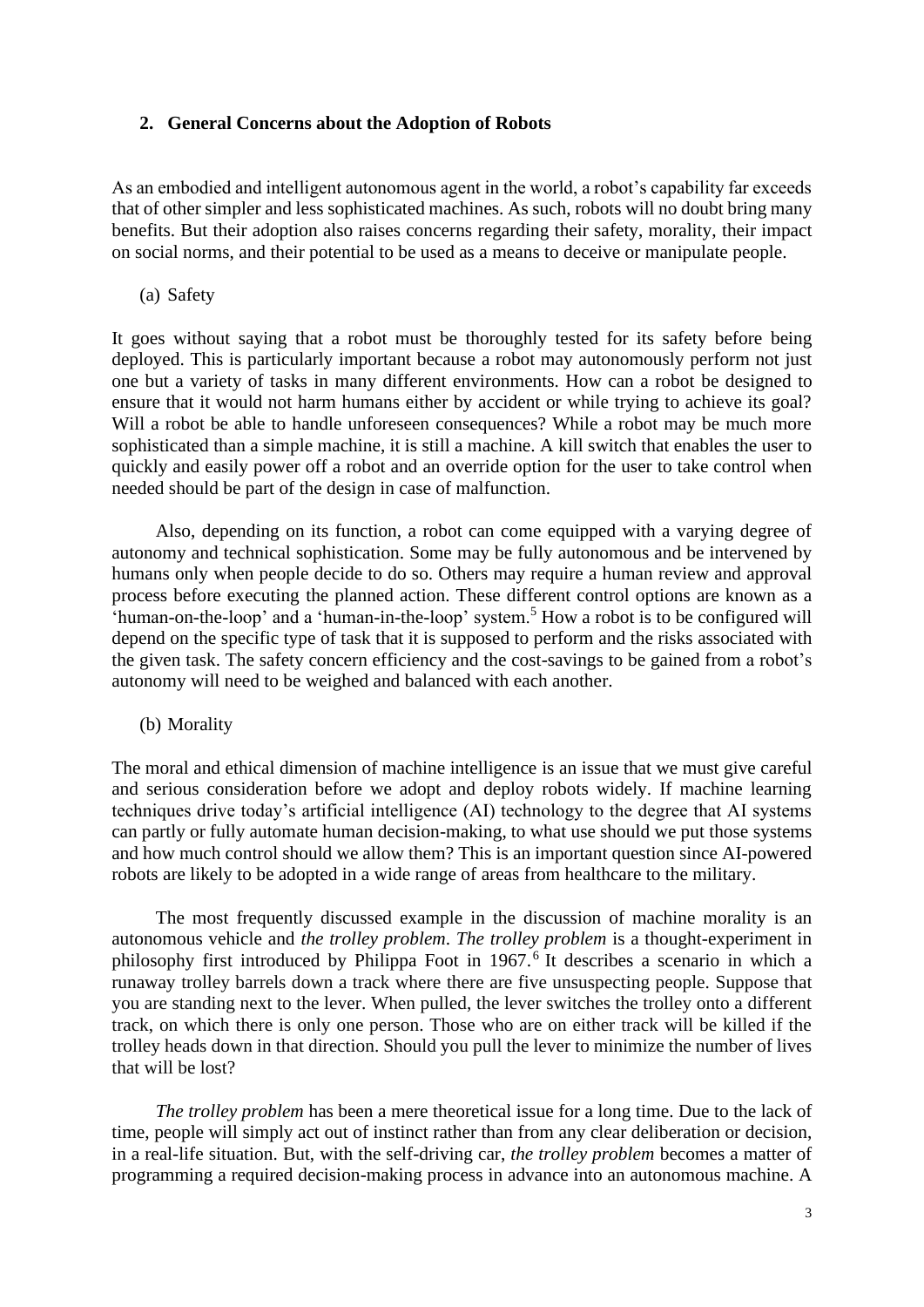## 2. General Concerns about the Adoption of Robots

As an embodied and intelligent autonomous agent in the world, a robot's capability far exceeds that of other simpler and less sophisticated machines. As such, robots will no doubt bring many benefits. But their adoption also raises concerns regarding their safety, morality, their impact on social norms, and their potential to be used as a means to deceive or manipulate people.

### (a) Safety

It goes without saying that a robot must be thoroughly tested for its safety before being deployed. This is particularly important because a robot may autonomously perform not just one but a variety of tasks in many different environments. How can a robot be designed to ensure that it would not harm humans either by accident or while trying to achieve its goal? Will a robot be able to handle unforeseen consequences? While a robot may be much more sophisticated than a simple machine, it is still a machine. A kill switch that enables the user to quickly and easily power off a robot and an override option for the user to take control when needed should be part of the design in case of malfunction.

Also, depending on its function, a robot can come equipped with a varying degree of autonomy and technical sophistication. Some may be fully autonomous and be intervened by humans only when people decide to do so. Others may require a human review and approval process before executing the planned action. These different control options are known as a 'human-on-the-loop' and a 'human-in-the-loop' system.[5] How a robot is to be configured will depend on the specific type of task that it is supposed to perform and the risks associated with the given task. The safety concern efficiency and the cost-savings to be gained from a robot's autonomy will need to be weighed and balanced with each another.

### (b) Morality

The moral and ethical dimension of machine intelligence is an issue that we must give careful and serious consideration before we adopt and deploy robots widely. If machine learning techniques drive today's artificial intelligence (AI) technology to the degree that AI systems can partly or fully automate human decision-making, to what use should we put those systems and how much control should we allow them? This is an important question since AI-powered robots are likely to be adopted in a wide range of areas from healthcare to the military.

The most frequently discussed example in the discussion of machine morality is an autonomous vehicle and *the trolley problem*. *The trolley problem* is a thought-experiment in philosophy first introduced by Philippa Foot in 1967.[6] It describes a scenario in which a runaway trolley barrels down a track where there are five unsuspecting people. Suppose that you are standing next to the lever. When pulled, the lever switches the trolley onto a different track, on which there is only one person. Those who are on either track will be killed if the trolley heads down in that direction. Should you pull the lever to minimize the number of lives that will be lost?

*The trolley problem* has been a mere theoretical issue for a long time. Due to the lack of time, people will simply act out of instinct rather than from any clear deliberation or decision, in a real-life situation. But, with the self-driving car, *the trolley problem* becomes a matter of programming a required decision-making process in advance into an autonomous machine. A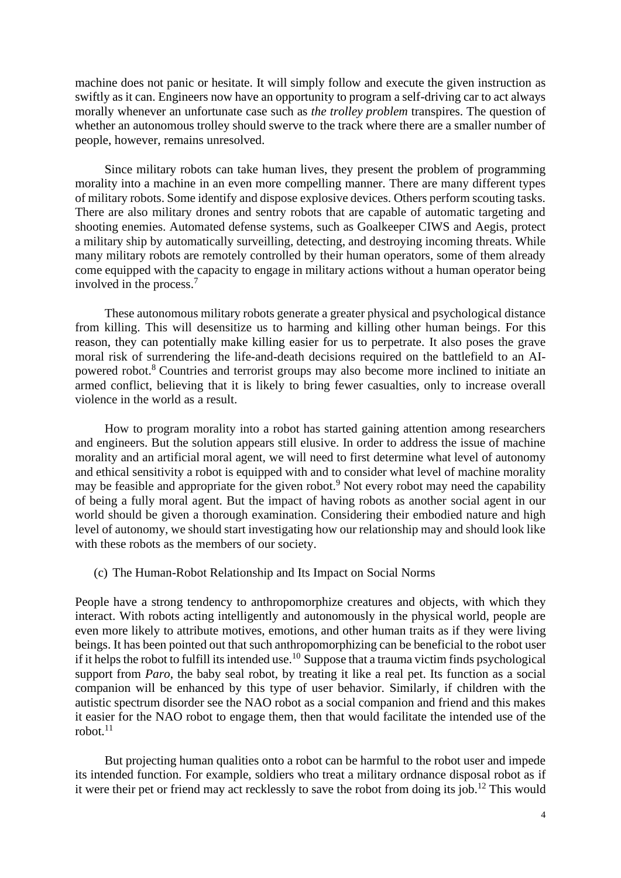machine does not panic or hesitate. It will simply follow and execute the given instruction as swiftly as it can. Engineers now have an opportunity to program a self-driving car to act always morally whenever an unfortunate case such as *the trolley problem* transpires. The question of whether an autonomous trolley should swerve to the track where there are a smaller number of people, however, remains unresolved.

Since military robots can take human lives, they present the problem of programming morality into a machine in an even more compelling manner. There are many different types of military robots. Some identify and dispose explosive devices. Others perform scouting tasks. There are also military drones and sentry robots that are capable of automatic targeting and shooting enemies. Automated defense systems, such as Goalkeeper CIWS and Aegis, protect a military ship by automatically surveilling, detecting, and destroying incoming threats. While many military robots are remotely controlled by their human operators, some of them already come equipped with the capacity to engage in military actions without a human operator being involved in the process.[7]

These autonomous military robots generate a greater physical and psychological distance from killing. This will desensitize us to harming and killing other human beings. For this reason, they can potentially make killing easier for us to perpetrate. It also poses the grave moral risk of surrendering the life-and-death decisions required on the battlefield to an AI-powered robot.[8] Countries and terrorist groups may also become more inclined to initiate an armed conflict, believing that it is likely to bring fewer casualties, only to increase overall violence in the world as a result.

How to program morality into a robot has started gaining attention among researchers and engineers. But the solution appears still elusive. In order to address the issue of machine morality and an artificial moral agent, we will need to first determine what level of autonomy and ethical sensitivity a robot is equipped with and to consider what level of machine morality may be feasible and appropriate for the given robot.[9] Not every robot may need the capability of being a fully moral agent. But the impact of having robots as another social agent in our world should be given a thorough examination. Considering their embodied nature and high level of autonomy, we should start investigating how our relationship may and should look like with these robots as the members of our society.

### (c) The Human-Robot Relationship and Its Impact on Social Norms

People have a strong tendency to anthropomorphize creatures and objects, with which they interact. With robots acting intelligently and autonomously in the physical world, people are even more likely to attribute motives, emotions, and other human traits as if they were living beings. It has been pointed out that such anthropomorphizing can be beneficial to the robot user if it helps the robot to fulfill its intended use.[10] Suppose that a trauma victim finds psychological support from *Paro*, the baby seal robot, by treating it like a real pet. Its function as a social companion will be enhanced by this type of user behavior. Similarly, if children with the autistic spectrum disorder see the NAO robot as a social companion and friend and this makes it easier for the NAO robot to engage them, then that would facilitate the intended use of the robot.[11]

But projecting human qualities onto a robot can be harmful to the robot user and impede its intended function. For example, soldiers who treat a military ordnance disposal robot as if it were their pet or friend may act recklessly to save the robot from doing its job.[12] This would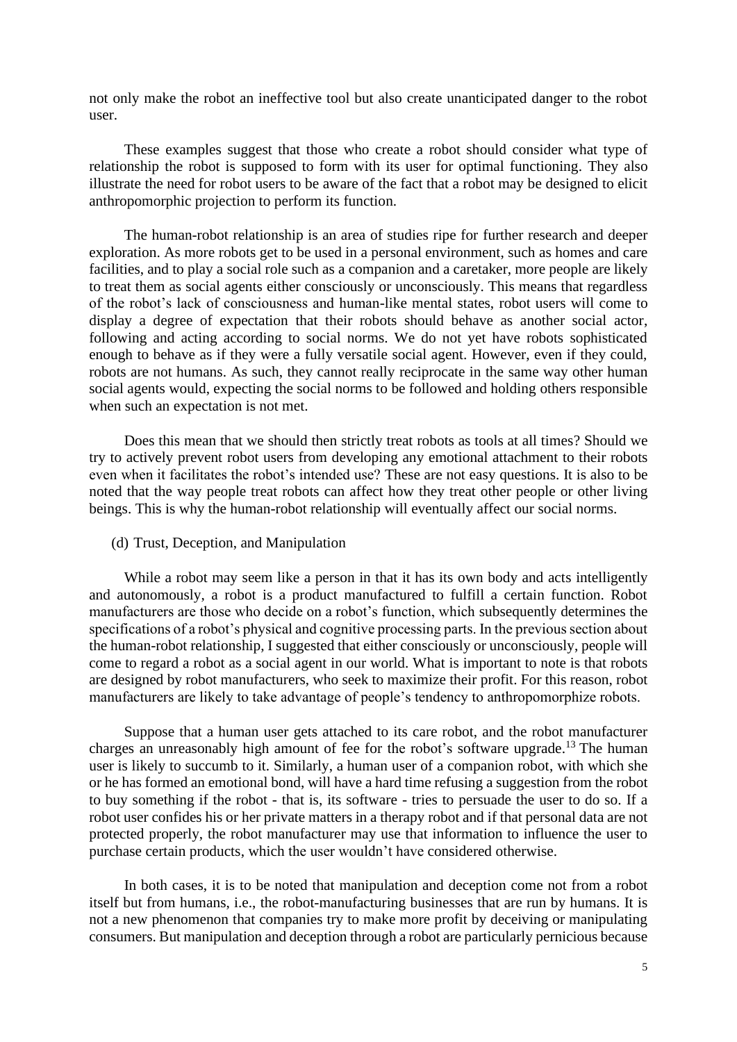not only make the robot an ineffective tool but also create unanticipated danger to the robot user.

These examples suggest that those who create a robot should consider what type of relationship the robot is supposed to form with its user for optimal functioning. They also illustrate the need for robot users to be aware of the fact that a robot may be designed to elicit anthropomorphic projection to perform its function.

The human-robot relationship is an area of studies ripe for further research and deeper exploration. As more robots get to be used in a personal environment, such as homes and care facilities, and to play a social role such as a companion and a caretaker, more people are likely to treat them as social agents either consciously or unconsciously. This means that regardless of the robot's lack of consciousness and human-like mental states, robot users will come to display a degree of expectation that their robots should behave as another social actor, following and acting according to social norms. We do not yet have robots sophisticated enough to behave as if they were a fully versatile social agent. However, even if they could, robots are not humans. As such, they cannot really reciprocate in the same way other human social agents would, expecting the social norms to be followed and holding others responsible when such an expectation is not met.

Does this mean that we should then strictly treat robots as tools at all times? Should we try to actively prevent robot users from developing any emotional attachment to their robots even when it facilitates the robot's intended use? These are not easy questions. It is also to be noted that the way people treat robots can affect how they treat other people or other living beings. This is why the human-robot relationship will eventually affect our social norms.

(d) Trust, Deception, and Manipulation

While a robot may seem like a person in that it has its own body and acts intelligently and autonomously, a robot is a product manufactured to fulfill a certain function. Robot manufacturers are those who decide on a robot's function, which subsequently determines the specifications of a robot's physical and cognitive processing parts. In the previous section about the human-robot relationship, I suggested that either consciously or unconsciously, people will come to regard a robot as a social agent in our world. What is important to note is that robots are designed by robot manufacturers, who seek to maximize their profit. For this reason, robot manufacturers are likely to take advantage of people's tendency to anthropomorphize robots.

Suppose that a human user gets attached to its care robot, and the robot manufacturer charges an unreasonably high amount of fee for the robot's software upgrade.[13] The human user is likely to succumb to it. Similarly, a human user of a companion robot, with which she or he has formed an emotional bond, will have a hard time refusing a suggestion from the robot to buy something if the robot - that is, its software - tries to persuade the user to do so. If a robot user confides his or her private matters in a therapy robot and if that personal data are not protected properly, the robot manufacturer may use that information to influence the user to purchase certain products, which the user wouldn't have considered otherwise.

In both cases, it is to be noted that manipulation and deception come not from a robot itself but from humans, i.e., the robot-manufacturing businesses that are run by humans. It is not a new phenomenon that companies try to make more profit by deceiving or manipulating consumers. But manipulation and deception through a robot are particularly pernicious because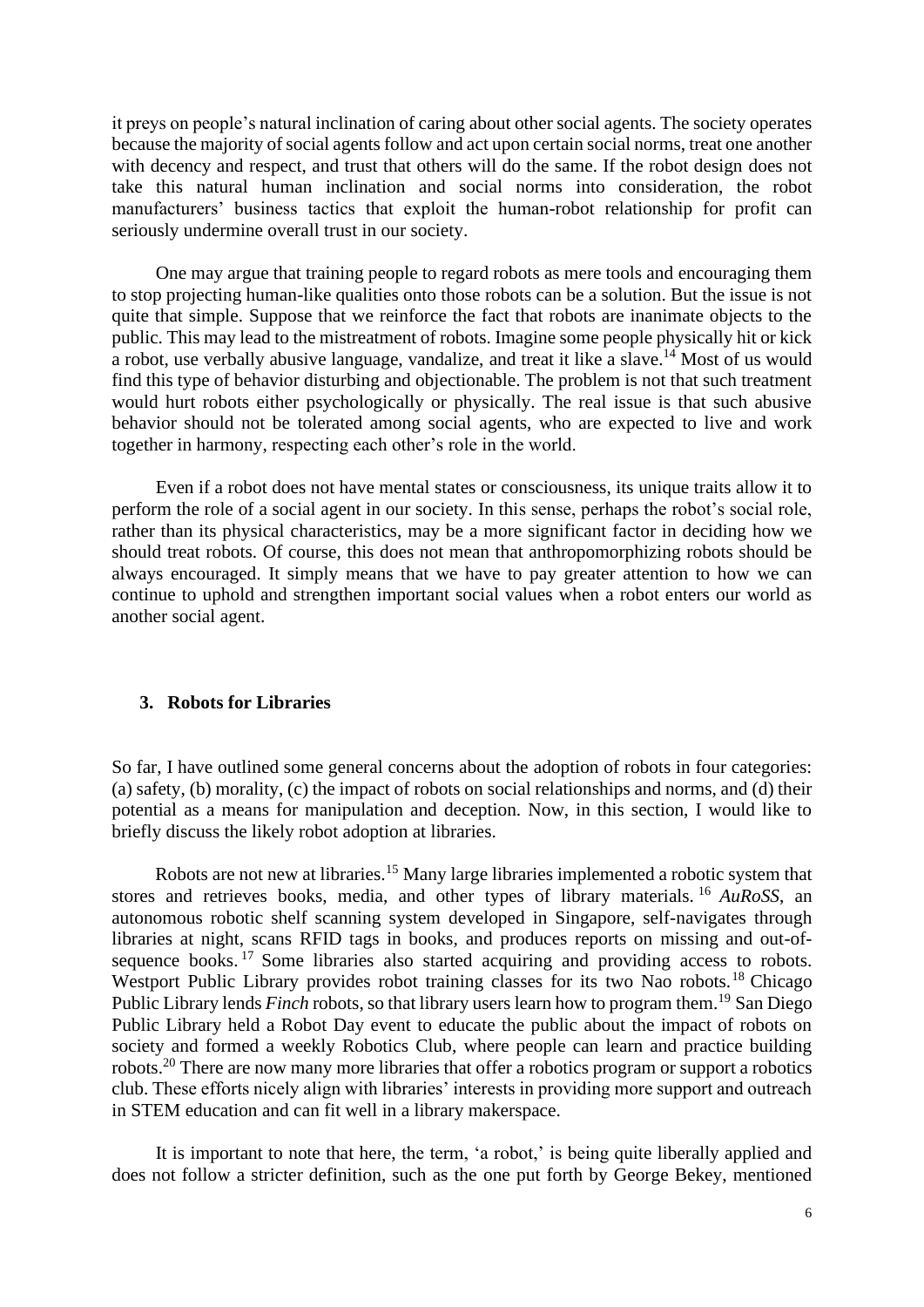it preys on people's natural inclination of caring about other social agents. The society operates because the majority of social agents follow and act upon certain social norms, treat one another with decency and respect, and trust that others will do the same. If the robot design does not take this natural human inclination and social norms into consideration, the robot manufacturers' business tactics that exploit the human-robot relationship for profit can seriously undermine overall trust in our society.

One may argue that training people to regard robots as mere tools and encouraging them to stop projecting human-like qualities onto those robots can be a solution. But the issue is not quite that simple. Suppose that we reinforce the fact that robots are inanimate objects to the public. This may lead to the mistreatment of robots. Imagine some people physically hit or kick a robot, use verbally abusive language, vandalize, and treat it like a slave.[14] Most of us would find this type of behavior disturbing and objectionable. The problem is not that such treatment would hurt robots either psychologically or physically. The real issue is that such abusive behavior should not be tolerated among social agents, who are expected to live and work together in harmony, respecting each other's role in the world.

Even if a robot does not have mental states or consciousness, its unique traits allow it to perform the role of a social agent in our society. In this sense, perhaps the robot's social role, rather than its physical characteristics, may be a more significant factor in deciding how we should treat robots. Of course, this does not mean that anthropomorphizing robots should be always encouraged. It simply means that we have to pay greater attention to how we can continue to uphold and strengthen important social values when a robot enters our world as another social agent.

## 3. Robots for Libraries

So far, I have outlined some general concerns about the adoption of robots in four categories: (a) safety, (b) morality, (c) the impact of robots on social relationships and norms, and (d) their potential as a means for manipulation and deception. Now, in this section, I would like to briefly discuss the likely robot adoption at libraries.

Robots are not new at libraries.[15] Many large libraries implemented a robotic system that stores and retrieves books, media, and other types of library materials.[16] *AuRoSS*, an autonomous robotic shelf scanning system developed in Singapore, self-navigates through libraries at night, scans RFID tags in books, and produces reports on missing and out-of-sequence books.[17] Some libraries also started acquiring and providing access to robots. Westport Public Library provides robot training classes for its two Nao robots.[18] Chicago Public Library lends *Finch* robots, so that library users learn how to program them.[19] San Diego Public Library held a Robot Day event to educate the public about the impact of robots on society and formed a weekly Robotics Club, where people can learn and practice building robots.[20] There are now many more libraries that offer a robotics program or support a robotics club. These efforts nicely align with libraries' interests in providing more support and outreach in STEM education and can fit well in a library makerspace.

It is important to note that here, the term, 'a robot,' is being quite liberally applied and does not follow a stricter definition, such as the one put forth by George Bekey, mentioned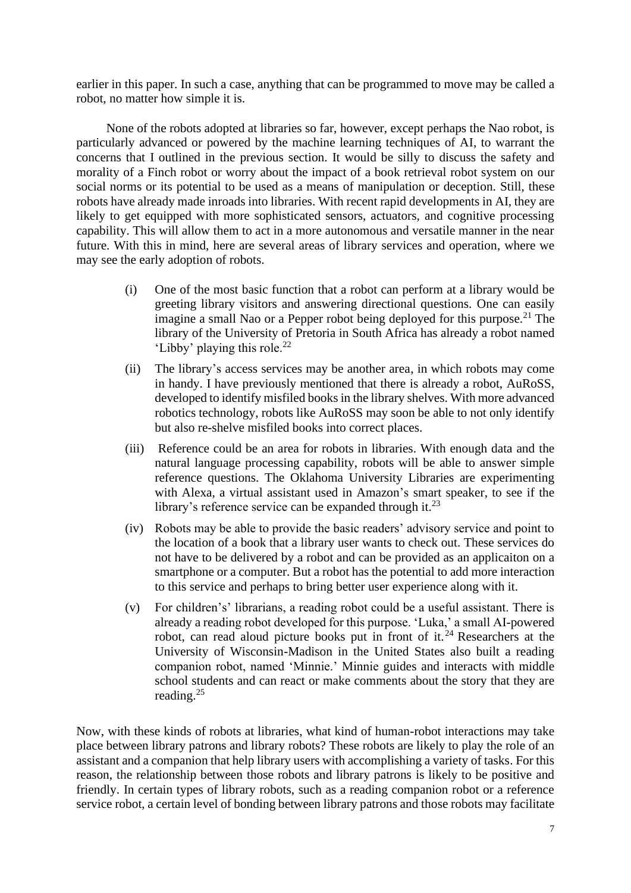earlier in this paper. In such a case, anything that can be programmed to move may be called a robot, no matter how simple it is.

None of the robots adopted at libraries so far, however, except perhaps the Nao robot, is particularly advanced or powered by the machine learning techniques of AI, to warrant the concerns that I outlined in the previous section. It would be silly to discuss the safety and morality of a Finch robot or worry about the impact of a book retrieval robot system on our social norms or its potential to be used as a means of manipulation or deception. Still, these robots have already made inroads into libraries. With recent rapid developments in AI, they are likely to get equipped with more sophisticated sensors, actuators, and cognitive processing capability. This will allow them to act in a more autonomous and versatile manner in the near future. With this in mind, here are several areas of library services and operation, where we may see the early adoption of robots.

(i) One of the most basic function that a robot can perform at a library would be greeting library visitors and answering directional questions. One can easily imagine a small Nao or a Pepper robot being deployed for this purpose.[21] The library of the University of Pretoria in South Africa has already a robot named 'Libby' playing this role.[22]

(ii) The library's access services may be another area, in which robots may come in handy. I have previously mentioned that there is already a robot, AuRoSS, developed to identify misfiled books in the library shelves. With more advanced robotics technology, robots like AuRoSS may soon be able to not only identify but also re-shelve misfiled books into correct places.

(iii) Reference could be an area for robots in libraries. With enough data and the natural language processing capability, robots will be able to answer simple reference questions. The Oklahoma University Libraries are experimenting with Alexa, a virtual assistant used in Amazon's smart speaker, to see if the library's reference service can be expanded through it.[23]

(iv) Robots may be able to provide the basic readers' advisory service and point to the location of a book that a library user wants to check out. These services do not have to be delivered by a robot and can be provided as an applicaiton on a smartphone or a computer. But a robot has the potential to add more interaction to this service and perhaps to bring better user experience along with it.

(v) For children's' librarians, a reading robot could be a useful assistant. There is already a reading robot developed for this purpose. 'Luka,' a small AI-powered robot, can read aloud picture books put in front of it.[24] Researchers at the University of Wisconsin-Madison in the United States also built a reading companion robot, named 'Minnie.' Minnie guides and interacts with middle school students and can react or make comments about the story that they are reading.[25]

Now, with these kinds of robots at libraries, what kind of human-robot interactions may take place between library patrons and library robots? These robots are likely to play the role of an assistant and a companion that help library users with accomplishing a variety of tasks. For this reason, the relationship between those robots and library patrons is likely to be positive and friendly. In certain types of library robots, such as a reading companion robot or a reference service robot, a certain level of bonding between library patrons and those robots may facilitate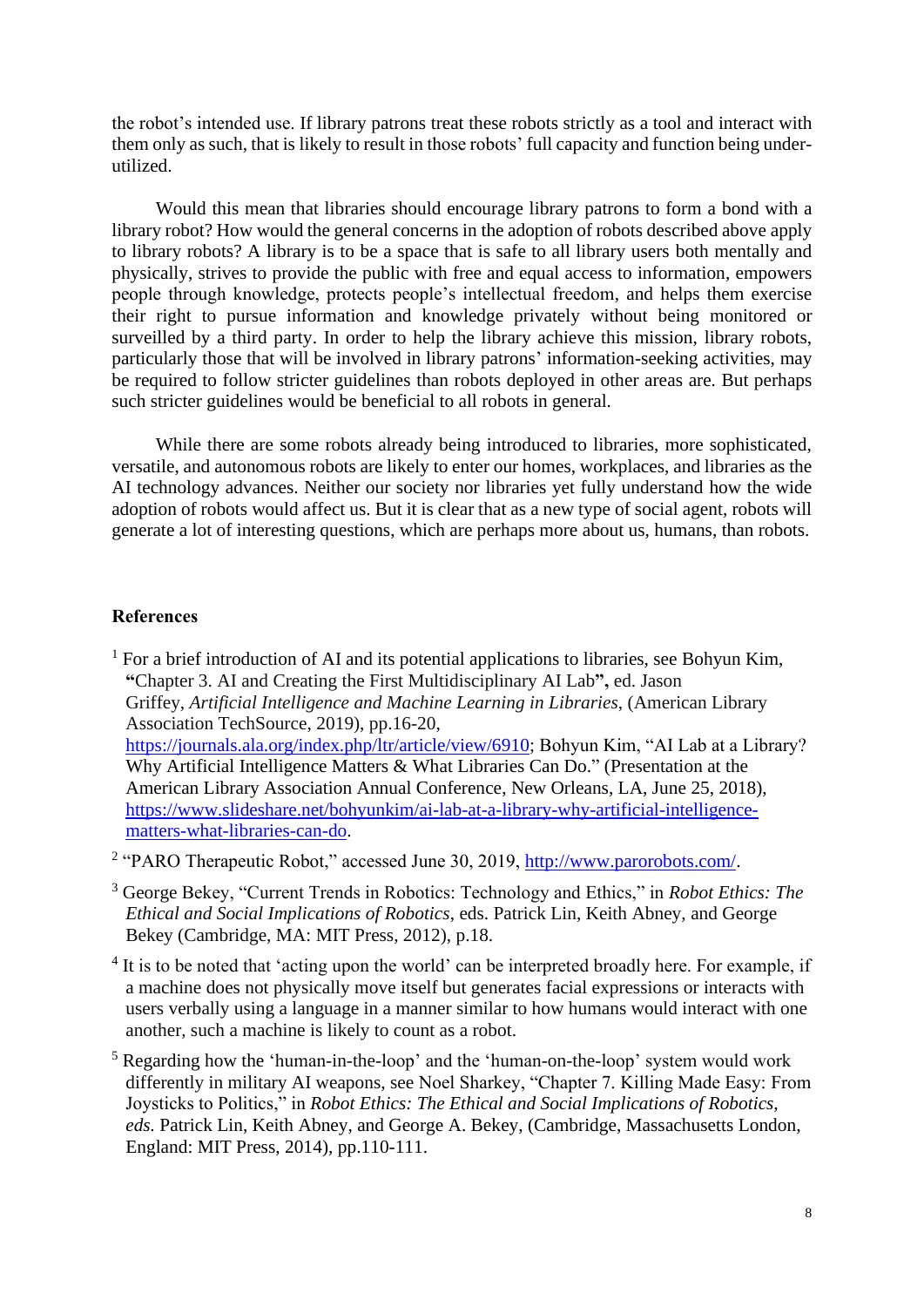the robot's intended use. If library patrons treat these robots strictly as a tool and interact with them only as such, that is likely to result in those robots' full capacity and function being under-utilized.

Would this mean that libraries should encourage library patrons to form a bond with a library robot? How would the general concerns in the adoption of robots described above apply to library robots? A library is to be a space that is safe to all library users both mentally and physically, strives to provide the public with free and equal access to information, empowers people through knowledge, protects people's intellectual freedom, and helps them exercise their right to pursue information and knowledge privately without being monitored or surveilled by a third party. In order to help the library achieve this mission, library robots, particularly those that will be involved in library patrons' information-seeking activities, may be required to follow stricter guidelines than robots deployed in other areas are. But perhaps such stricter guidelines would be beneficial to all robots in general.

While there are some robots already being introduced to libraries, more sophisticated, versatile, and autonomous robots are likely to enter our homes, workplaces, and libraries as the AI technology advances. Neither our society nor libraries yet fully understand how the wide adoption of robots would affect us. But it is clear that as a new type of social agent, robots will generate a lot of interesting questions, which are perhaps more about us, humans, than robots.

**References**

[1] For a brief introduction of AI and its potential applications to libraries, see Bohyun Kim, **"**Chapter 3. AI and Creating the First Multidisciplinary AI Lab**",** ed. Jason Griffey, *Artificial Intelligence and Machine Learning in Libraries*, (American Library Association TechSource, 2019), pp.16-20, https://journals.ala.org/index.php/ltr/article/view/6910; Bohyun Kim, "AI Lab at a Library? Why Artificial Intelligence Matters & What Libraries Can Do." (Presentation at the American Library Association Annual Conference, New Orleans, LA, June 25, 2018), https://www.slideshare.net/bohyunkim/ai-lab-at-a-library-why-artificial-intelligence-matters-what-libraries-can-do.

[2] "PARO Therapeutic Robot," accessed June 30, 2019, http://www.parorobots.com/.

[3] George Bekey, "Current Trends in Robotics: Technology and Ethics," in *Robot Ethics: The Ethical and Social Implications of Robotics*, eds. Patrick Lin, Keith Abney, and George Bekey (Cambridge, MA: MIT Press, 2012), p.18.

[4] It is to be noted that 'acting upon the world' can be interpreted broadly here. For example, if a machine does not physically move itself but generates facial expressions or interacts with users verbally using a language in a manner similar to how humans would interact with one another, such a machine is likely to count as a robot.

[5] Regarding how the 'human-in-the-loop' and the 'human-on-the-loop' system would work differently in military AI weapons, see Noel Sharkey, "Chapter 7. Killing Made Easy: From Joysticks to Politics," in *Robot Ethics: The Ethical and Social Implications of Robotics, eds.* Patrick Lin, Keith Abney, and George A. Bekey, (Cambridge, Massachusetts London, England: MIT Press, 2014), pp.110-111.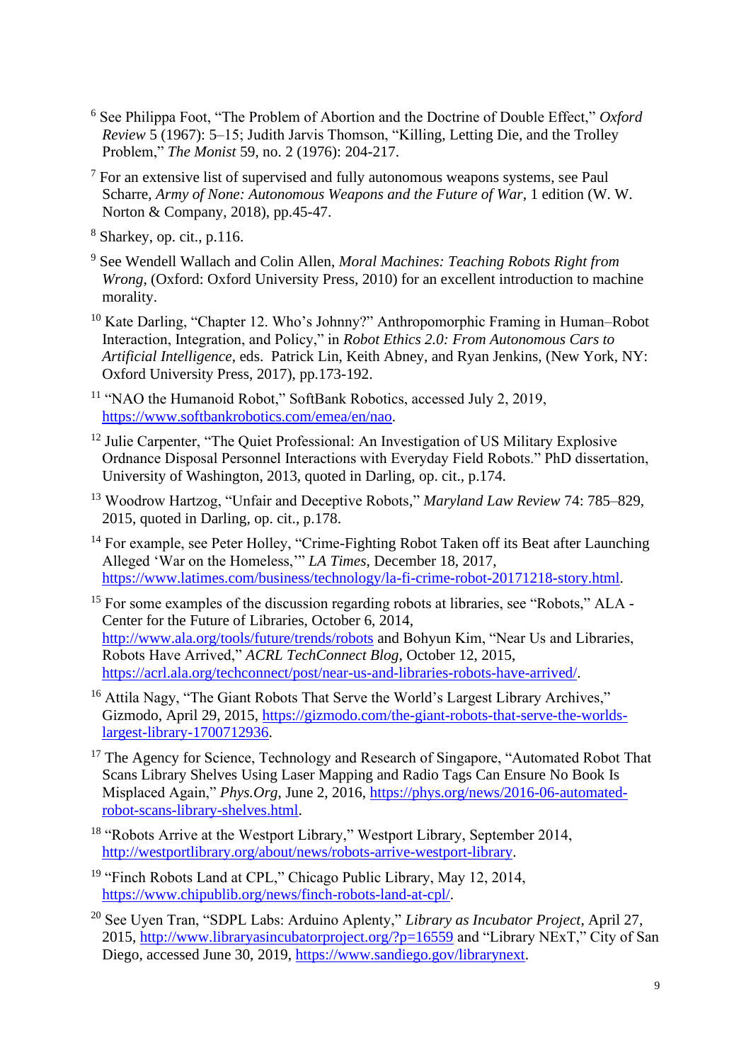[6] See Philippa Foot, "The Problem of Abortion and the Doctrine of Double Effect," *Oxford Review* 5 (1967): 5–15; Judith Jarvis Thomson, "Killing, Letting Die, and the Trolley Problem," *The Monist* 59, no. 2 (1976): 204-217.

[7] For an extensive list of supervised and fully autonomous weapons systems, see Paul Scharre, *Army of None: Autonomous Weapons and the Future of War*, 1 edition (W. W. Norton & Company, 2018), pp.45-47.

[8] Sharkey, op. cit., p.116.

[9] See Wendell Wallach and Colin Allen, *Moral Machines: Teaching Robots Right from Wrong*, (Oxford: Oxford University Press, 2010) for an excellent introduction to machine morality.

[10] Kate Darling, "Chapter 12. Who's Johnny?" Anthropomorphic Framing in Human–Robot Interaction, Integration, and Policy," in *Robot Ethics 2.0: From Autonomous Cars to Artificial Intelligence*, eds. Patrick Lin, Keith Abney, and Ryan Jenkins, (New York, NY: Oxford University Press, 2017), pp.173-192.

[11] "NAO the Humanoid Robot," SoftBank Robotics, accessed July 2, 2019, https://www.softbankrobotics.com/emea/en/nao.

[12] Julie Carpenter, "The Quiet Professional: An Investigation of US Military Explosive Ordnance Disposal Personnel Interactions with Everyday Field Robots." PhD dissertation, University of Washington, 2013, quoted in Darling, op. cit., p.174.

[13] Woodrow Hartzog, "Unfair and Deceptive Robots," *Maryland Law Review* 74: 785–829, 2015, quoted in Darling, op. cit., p.178.

[14] For example, see Peter Holley, "Crime-Fighting Robot Taken off its Beat after Launching Alleged 'War on the Homeless,'" *LA Times*, December 18, 2017, https://www.latimes.com/business/technology/la-fi-crime-robot-20171218-story.html.

[15] For some examples of the discussion regarding robots at libraries, see "Robots," ALA - Center for the Future of Libraries, October 6, 2014, http://www.ala.org/tools/future/trends/robots and Bohyun Kim, "Near Us and Libraries, Robots Have Arrived," *ACRL TechConnect Blog*, October 12, 2015, https://acrl.ala.org/techconnect/post/near-us-and-libraries-robots-have-arrived/.

[16] Attila Nagy, "The Giant Robots That Serve the World's Largest Library Archives," Gizmodo, April 29, 2015, https://gizmodo.com/the-giant-robots-that-serve-the-worlds-largest-library-1700712936.

[17] The Agency for Science, Technology and Research of Singapore, "Automated Robot That Scans Library Shelves Using Laser Mapping and Radio Tags Can Ensure No Book Is Misplaced Again," *Phys.Org*, June 2, 2016, https://phys.org/news/2016-06-automated-robot-scans-library-shelves.html.

[18] "Robots Arrive at the Westport Library," Westport Library, September 2014, http://westportlibrary.org/about/news/robots-arrive-westport-library.

[19] "Finch Robots Land at CPL," Chicago Public Library, May 12, 2014, https://www.chipublib.org/news/finch-robots-land-at-cpl/.

[20] See Uyen Tran, "SDPL Labs: Arduino Aplenty," *Library as Incubator Project*, April 27, 2015, http://www.libraryasincubatorproject.org/?p=16559 and "Library NExT," City of San Diego, accessed June 30, 2019, https://www.sandiego.gov/librarynext.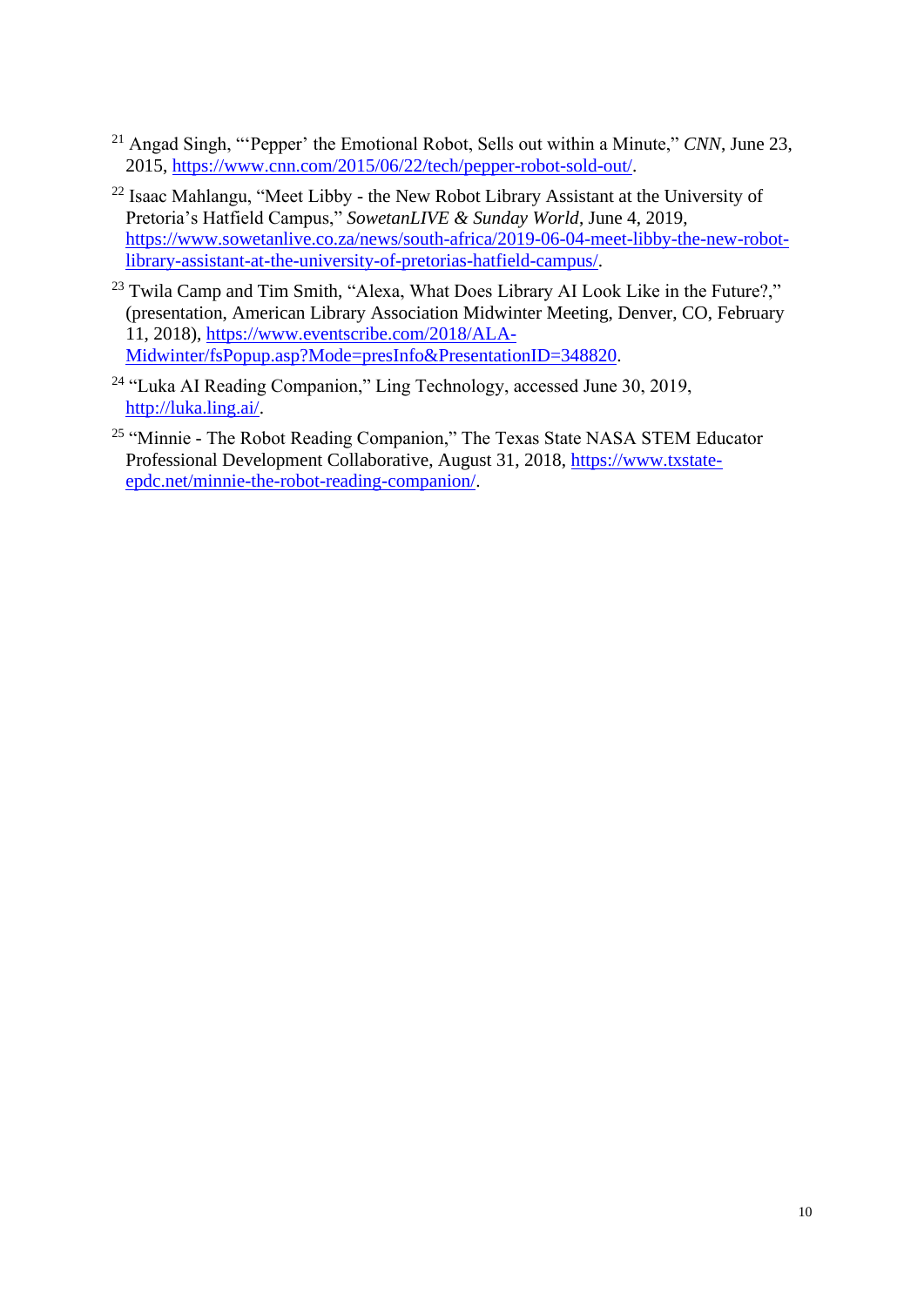[21] Angad Singh, "'Pepper' the Emotional Robot, Sells out within a Minute," *CNN*, June 23, 2015, https://www.cnn.com/2015/06/22/tech/pepper-robot-sold-out/.

[22] Isaac Mahlangu, "Meet Libby - the New Robot Library Assistant at the University of Pretoria's Hatfield Campus," *SowetanLIVE & Sunday World*, June 4, 2019, https://www.sowetanlive.co.za/news/south-africa/2019-06-04-meet-libby-the-new-robot-library-assistant-at-the-university-of-pretorias-hatfield-campus/.

[23] Twila Camp and Tim Smith, "Alexa, What Does Library AI Look Like in the Future?," (presentation, American Library Association Midwinter Meeting, Denver, CO, February 11, 2018), https://www.eventscribe.com/2018/ALA-Midwinter/fsPopup.asp?Mode=presInfo&PresentationID=348820.

[24] "Luka AI Reading Companion," Ling Technology, accessed June 30, 2019, http://luka.ling.ai/.

[25] "Minnie - The Robot Reading Companion," The Texas State NASA STEM Educator Professional Development Collaborative, August 31, 2018, https://www.txstate-epdc.net/minnie-the-robot-reading-companion/.